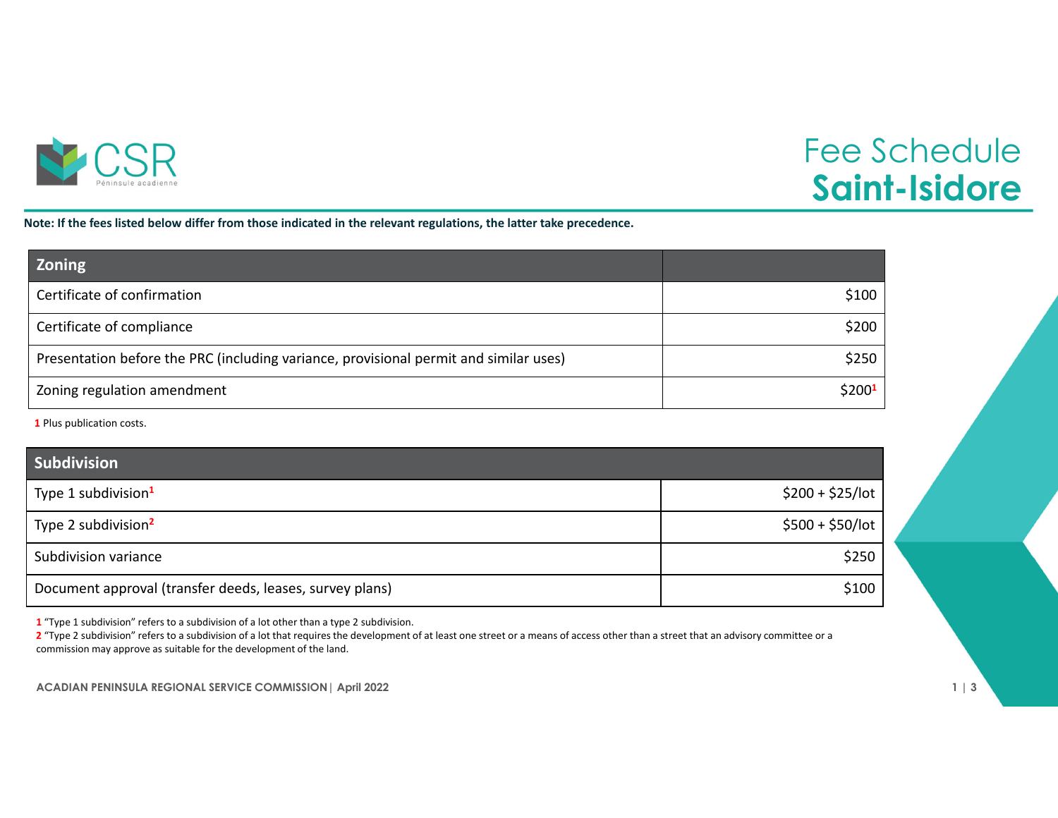# Fee Schedule Saint-Isidore

**Note: If the fees listed below differ from those indicated in the relevant regulations, the latter take precedence.**

| Zoning | |
|---|---|
| Certificate of confirmation | $100 |
| Certificate of compliance | $200 |
| Presentation before the PRC (including variance, provisional permit and similar uses) | $250 |
| Zoning regulation amendment | $200[1] |

[1] Plus publication costs.

| Subdivision | |
|---|---|
| Type 1 subdivision[1] | $200 + $25/lot |
| Type 2 subdivision[2] | $500 + $50/lot |
| Subdivision variance | $250 |
| Document approval (transfer deeds, leases, survey plans) | $100 |

[1] "Type 1 subdivision" refers to a subdivision of a lot other than a type 2 subdivision.

[2] "Type 2 subdivision" refers to a subdivision of a lot that requires the development of at least one street or a means of access other than a street that an advisory committee or a commission may approve as suitable for the development of the land.

**ACADIAN PENINSULA REGIONAL SERVICE COMMISSION | April 2022**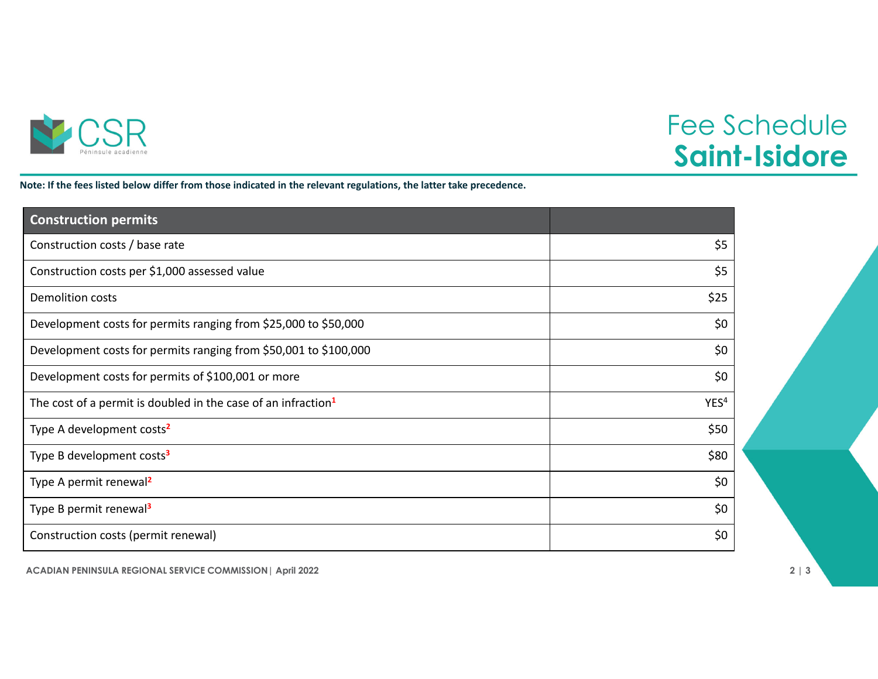# Fee Schedule
## Saint-Isidore

**Note: If the fees listed below differ from those indicated in the relevant regulations, the latter take precedence.**

| Construction permits | |
|---|---|
| Construction costs / base rate | $5 |
| Construction costs per $1,000 assessed value | $5 |
| Demolition costs | $25 |
| Development costs for permits ranging from $25,000 to $50,000 | $0 |
| Development costs for permits ranging from $50,001 to $100,000 | $0 |
| Development costs for permits of $100,001 or more | $0 |
| The cost of a permit is doubled in the case of an infraction[1] | YES[4] |
| Type A development costs[2] | $50 |
| Type B development costs[3] | $80 |
| Type A permit renewal[2] | $0 |
| Type B permit renewal[3] | $0 |
| Construction costs (permit renewal) | $0 |

ACADIAN PENINSULA REGIONAL SERVICE COMMISSION | April 2022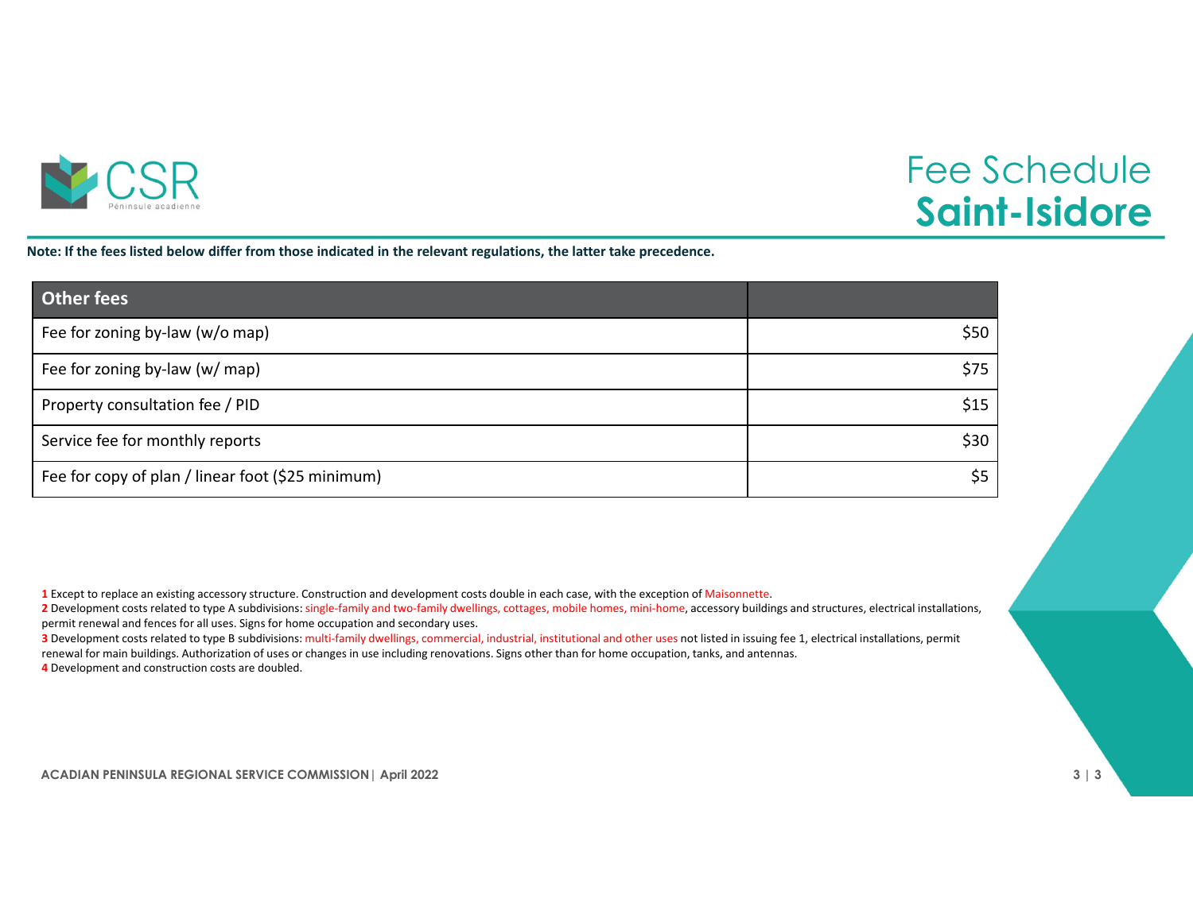# Fee Schedule
## Saint-Isidore

**Note: If the fees listed below differ from those indicated in the relevant regulations, the latter take precedence.**

| Other fees | |
|---|---|
| Fee for zoning by-law (w/o map) | $50 |
| Fee for zoning by-law (w/ map) | $75 |
| Property consultation fee / PID | $15 |
| Service fee for monthly reports | $30 |
| Fee for copy of plan / linear foot ($25 minimum) | $5 |

**1** Except to replace an existing accessory structure. Construction and development costs double in each case, with the exception of Maisonnette.
**2** Development costs related to type A subdivisions: single-family and two-family dwellings, cottages, mobile homes, mini-home, accessory buildings and structures, electrical installations, permit renewal and fences for all uses. Signs for home occupation and secondary uses.
**3** Development costs related to type B subdivisions: multi-family dwellings, commercial, industrial, institutional and other uses not listed in issuing fee 1, electrical installations, permit renewal for main buildings. Authorization of uses or changes in use including renovations. Signs other than for home occupation, tanks, and antennas.
**4** Development and construction costs are doubled.